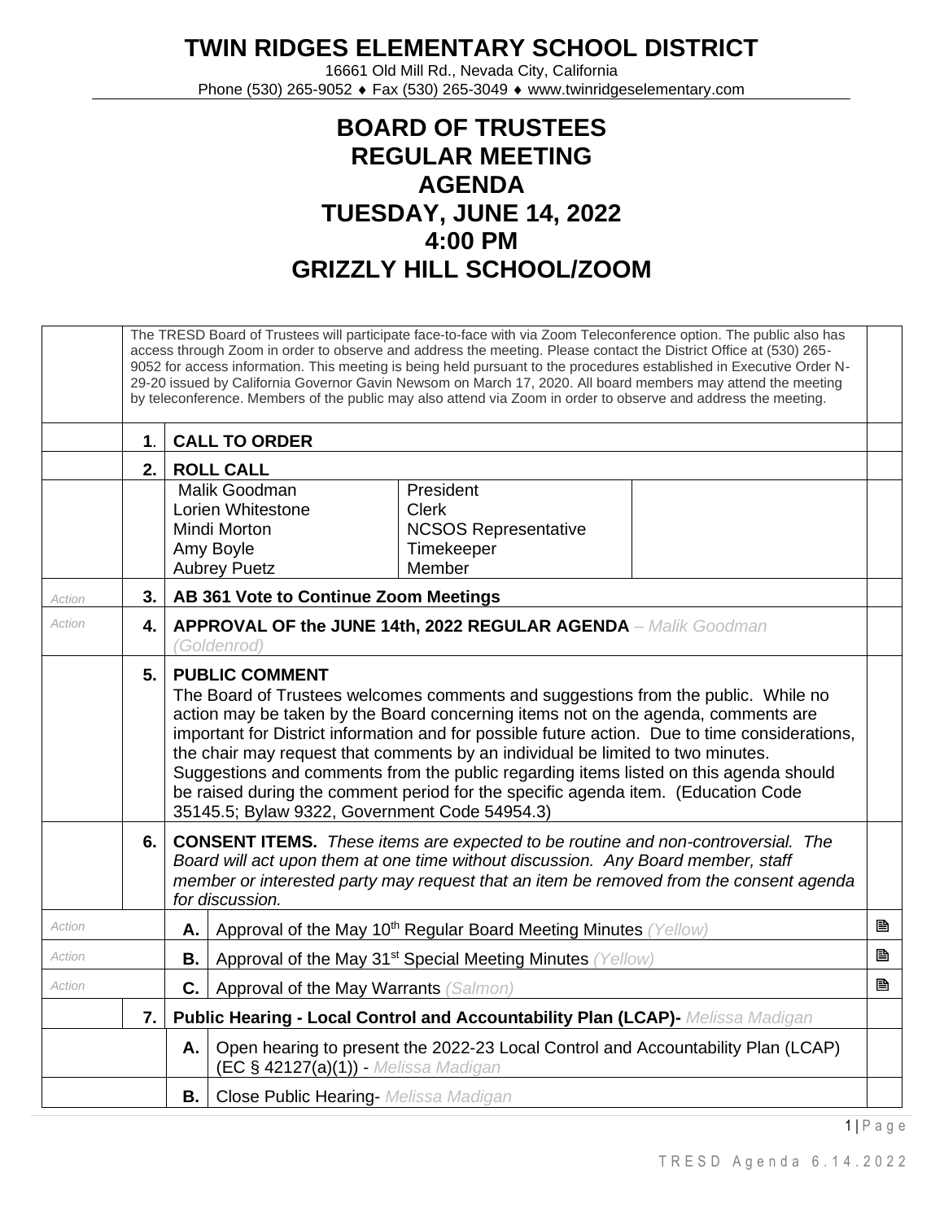# TWIN RIDGES ELEMENTARY SCHOOL DISTRICT

16661 Old Mill Rd., Nevada City, California
Phone (530) 265-9052 ♦ Fax (530) 265-3049 ♦ www.twinridgeselementary.com

## BOARD OF TRUSTEES
## REGULAR MEETING
## AGENDA
## TUESDAY, JUNE 14, 2022
## 4:00 PM
## GRIZZLY HILL SCHOOL/ZOOM

The TRESD Board of Trustees will participate face-to-face with via Zoom Teleconference option. The public also has access through Zoom in order to observe and address the meeting. Please contact the District Office at (530) 265-9052 for access information. This meeting is being held pursuant to the procedures established in Executive Order N-29-20 issued by California Governor Gavin Newsom on March 17, 2020. All board members may attend the meeting by teleconference. Members of the public may also attend via Zoom in order to observe and address the meeting.

| | | | |
|---|---|---|---|
| | **1.** | **CALL TO ORDER** | |
| | **2.** | **ROLL CALL** | |
| | | Malik Goodman – President<br>Lorien Whitestone – Clerk<br>Mindi Morton – NCSOS Representative<br>Amy Boyle – Timekeeper<br>Aubrey Puetz – Member | |
| *Action* | **3.** | **AB 361 Vote to Continue Zoom Meetings** | |
| *Action* | **4.** | **APPROVAL OF the JUNE 14th, 2022 REGULAR AGENDA** – *Malik Goodman (Goldenrod)* | |
| | **5.** | **PUBLIC COMMENT**<br>The Board of Trustees welcomes comments and suggestions from the public. While no action may be taken by the Board concerning items not on the agenda, comments are important for District information and for possible future action. Due to time considerations, the chair may request that comments by an individual be limited to two minutes. Suggestions and comments from the public regarding items listed on this agenda should be raised during the comment period for the specific agenda item. (Education Code 35145.5; Bylaw 9322, Government Code 54954.3) | |
| | **6.** | **CONSENT ITEMS.** *These items are expected to be routine and non-controversial. The Board will act upon them at one time without discussion. Any Board member, staff member or interested party may request that an item be removed from the consent agenda for discussion.* | |
| *Action* | **A.** | Approval of the May 10th Regular Board Meeting Minutes *(Yellow)* | 🖹 |
| *Action* | **B.** | Approval of the May 31st Special Meeting Minutes *(Yellow)* | 🖹 |
| *Action* | **C.** | Approval of the May Warrants *(Salmon)* | 🖹 |
| | **7.** | **Public Hearing - Local Control and Accountability Plan (LCAP)-** *Melissa Madigan* | |
| | **A.** | Open hearing to present the 2022-23 Local Control and Accountability Plan (LCAP) (EC § 42127(a)(1)) - *Melissa Madigan* | |
| | **B.** | Close Public Hearing- *Melissa Madigan* | |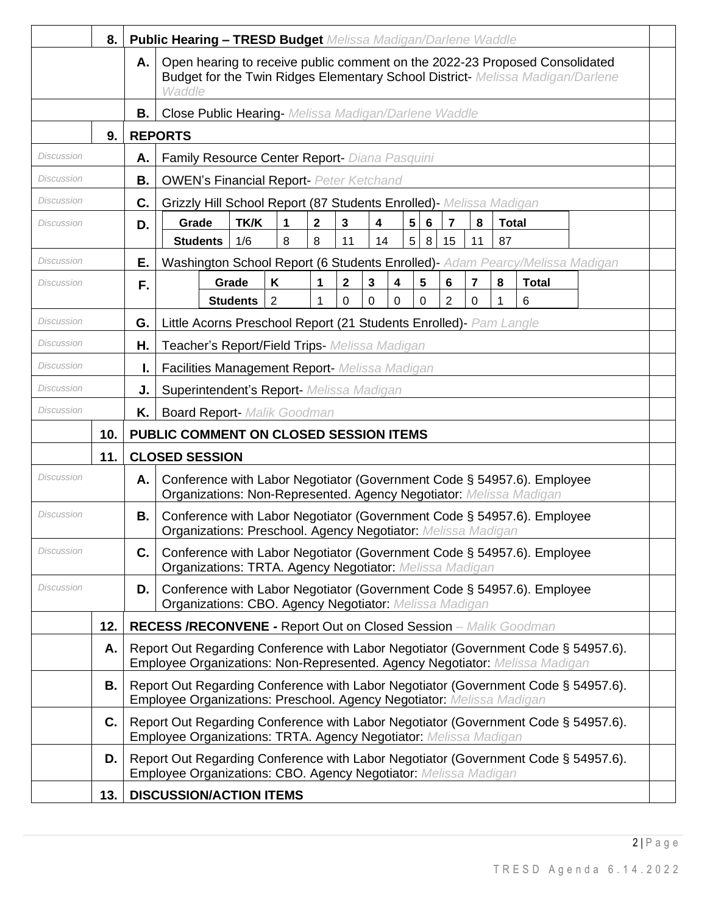| | | | | |
|---|---|---|---|---|
| | 8. | **Public Hearing – TRESD Budget** *Melissa Madigan/Darlene Waddle* | | |
| | | A. | Open hearing to receive public comment on the 2022-23 Proposed Consolidated Budget for the Twin Ridges Elementary School District- *Melissa Madigan/Darlene Waddle* | |
| | | B. | Close Public Hearing- *Melissa Madigan/Darlene Waddle* | |
| | 9. | **REPORTS** | | |
| *Discussion* | | A. | Family Resource Center Report- *Diana Pasquini* | |
| *Discussion* | | B. | OWEN's Financial Report- *Peter Ketchand* | |
| *Discussion* | | C. | Grizzly Hill School Report (87 Students Enrolled)- *Melissa Madigan* | |
| *Discussion* | | D. | (see Grizzly Hill enrollment table below) | |
| *Discussion* | | E. | Washington School Report (6 Students Enrolled)- *Adam Pearcy/Melissa Madigan* | |
| *Discussion* | | F. | (see Washington School enrollment table below) | |
| *Discussion* | | G. | Little Acorns Preschool Report (21 Students Enrolled)- *Pam Langle* | |
| *Discussion* | | H. | Teacher's Report/Field Trips- *Melissa Madigan* | |
| *Discussion* | | I. | Facilities Management Report- *Melissa Madigan* | |
| *Discussion* | | J. | Superintendent's Report- *Melissa Madigan* | |
| *Discussion* | | K. | Board Report- *Malik Goodman* | |
| | 10. | **PUBLIC COMMENT ON CLOSED SESSION ITEMS** | | |
| | 11. | **CLOSED SESSION** | | |
| *Discussion* | | A. | Conference with Labor Negotiator (Government Code § 54957.6). Employee Organizations: Non-Represented. Agency Negotiator: *Melissa Madigan* | |
| *Discussion* | | B. | Conference with Labor Negotiator (Government Code § 54957.6). Employee Organizations: Preschool. Agency Negotiator: *Melissa Madigan* | |
| *Discussion* | | C. | Conference with Labor Negotiator (Government Code § 54957.6). Employee Organizations: TRTA. Agency Negotiator: *Melissa Madigan* | |
| *Discussion* | | D. | Conference with Labor Negotiator (Government Code § 54957.6). Employee Organizations: CBO. Agency Negotiator: *Melissa Madigan* | |
| | 12. | **RECESS /RECONVENE -** Report Out on Closed Session *– Malik Goodman* | | |
| | A. | Report Out Regarding Conference with Labor Negotiator (Government Code § 54957.6). Employee Organizations: Non-Represented. Agency Negotiator: *Melissa Madigan* | | |
| | B. | Report Out Regarding Conference with Labor Negotiator (Government Code § 54957.6). Employee Organizations: Preschool. Agency Negotiator: *Melissa Madigan* | | |
| | C. | Report Out Regarding Conference with Labor Negotiator (Government Code § 54957.6). Employee Organizations: TRTA. Agency Negotiator: *Melissa Madigan* | | |
| | D. | Report Out Regarding Conference with Labor Negotiator (Government Code § 54957.6). Employee Organizations: CBO. Agency Negotiator: *Melissa Madigan* | | |
| | 13. | **DISCUSSION/ACTION ITEMS** | | |

Item 9.D – Grizzly Hill School enrollment:

| **Grade** | **TK/K** | **1** | **2** | **3** | **4** | **5** | **6** | **7** | **8** | **Total** |
|---|---|---|---|---|---|---|---|---|---|---|
| **Students** | 1/6 | 8 | 8 | 11 | 14 | 5 | 8 | 15 | 11 | 87 |

Item 9.F – Washington School enrollment:

| **Grade** | **K** | **1** | **2** | **3** | **4** | **5** | **6** | **7** | **8** | **Total** |
|---|---|---|---|---|---|---|---|---|---|---|
| **Students** | 2 | 1 | 0 | 0 | 0 | 0 | 2 | 0 | 1 | 6 |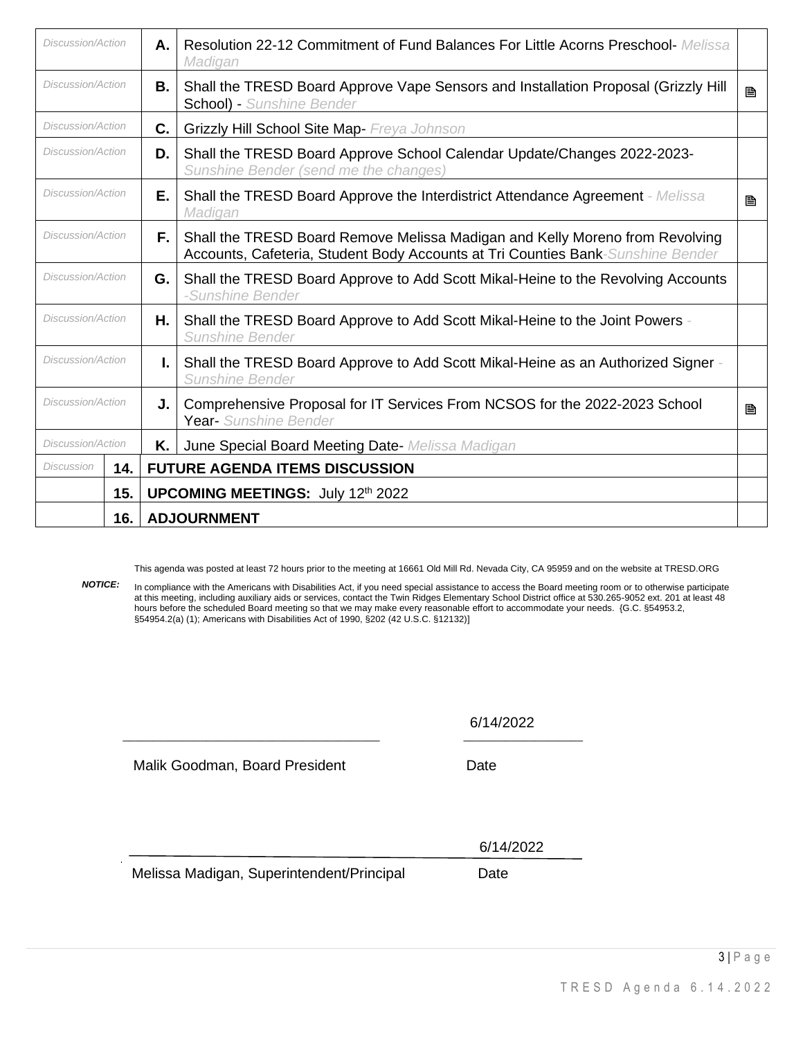| | | | | |
|---|---|---|---|---|
| *Discussion/Action* | | **A.** | Resolution 22-12 Commitment of Fund Balances For Little Acorns Preschool- *Melissa Madigan* | |
| *Discussion/Action* | | **B.** | Shall the TRESD Board Approve Vape Sensors and Installation Proposal (Grizzly Hill School) - *Sunshine Bender* | 🖹 |
| *Discussion/Action* | | **C.** | Grizzly Hill School Site Map- *Freya Johnson* | |
| *Discussion/Action* | | **D.** | Shall the TRESD Board Approve School Calendar Update/Changes 2022-2023- *Sunshine Bender (send me the changes)* | |
| *Discussion/Action* | | **E.** | Shall the TRESD Board Approve the Interdistrict Attendance Agreement - *Melissa Madigan* | 🖹 |
| *Discussion/Action* | | **F.** | Shall the TRESD Board Remove Melissa Madigan and Kelly Moreno from Revolving Accounts, Cafeteria, Student Body Accounts at Tri Counties Bank-*Sunshine Bender* | |
| *Discussion/Action* | | **G.** | Shall the TRESD Board Approve to Add Scott Mikal-Heine to the Revolving Accounts -*Sunshine Bender* | |
| *Discussion/Action* | | **H.** | Shall the TRESD Board Approve to Add Scott Mikal-Heine to the Joint Powers - *Sunshine Bender* | |
| *Discussion/Action* | | **I.** | Shall the TRESD Board Approve to Add Scott Mikal-Heine as an Authorized Signer - *Sunshine Bender* | |
| *Discussion/Action* | | **J.** | Comprehensive Proposal for IT Services From NCSOS for the 2022-2023 School Year- *Sunshine Bender* | 🖹 |
| *Discussion/Action* | | **K.** | June Special Board Meeting Date- *Melissa Madigan* | |
| *Discussion* | **14.** | **FUTURE AGENDA ITEMS DISCUSSION** | | |
| | **15.** | **UPCOMING MEETINGS:** July 12th 2022 | | |
| | **16.** | **ADJOURNMENT** | | |

This agenda was posted at least 72 hours prior to the meeting at 16661 Old Mill Rd. Nevada City, CA 95959 and on the website at TRESD.ORG

***NOTICE:*** In compliance with the Americans with Disabilities Act, if you need special assistance to access the Board meeting room or to otherwise participate at this meeting, including auxiliary aids or services, contact the Twin Ridges Elementary School District office at 530.265-9052 ext. 201 at least 48 hours before the scheduled Board meeting so that we may make every reasonable effort to accommodate your needs. {G.C. §54953.2, §54954.2(a) (1); Americans with Disabilities Act of 1990, §202 (42 U.S.C. §12132)]

\_\_\_\_\_\_\_\_\_\_\_\_\_\_\_\_\_\_\_\_\_\_\_\_\_\_\_\_\_\_\_\_ 6/14/2022

Malik Goodman, Board President Date

\_\_\_\_\_\_\_\_\_\_\_\_\_\_\_\_\_\_\_\_\_\_\_\_\_\_\_\_\_\_\_\_ 6/14/2022

Melissa Madigan, Superintendent/Principal Date